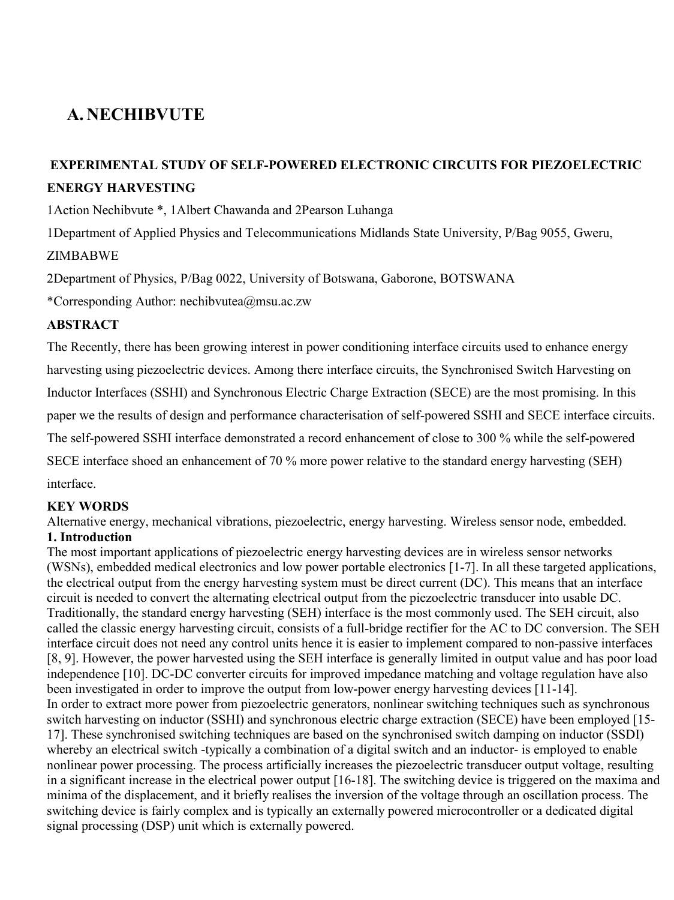# A. NECHIBVUTE

## EXPERIMENTAL STUDY OF SELF-POWERED ELECTRONIC CIRCUITS FOR PIEZOELECTRIC ENERGY HARVESTING

1Action Nechibvute *, 1Albert Chawanda and 2Pearson Luhanga

1Department of Applied Physics and Telecommunications Midlands State University, P/Bag 9055, Gweru, ZIMBABWE

2Department of Physics, P/Bag 0022, University of Botswana, Gaborone, BOTSWANA

*Corresponding Author: nechibvutea@msu.ac.zw

### ABSTRACT

The Recently, there has been growing interest in power conditioning interface circuits used to enhance energy harvesting using piezoelectric devices. Among there interface circuits, the Synchronised Switch Harvesting on Inductor Interfaces (SSHI) and Synchronous Electric Charge Extraction (SECE) are the most promising. In this paper we the results of design and performance characterisation of self-powered SSHI and SECE interface circuits. The self-powered SSHI interface demonstrated a record enhancement of close to 300 % while the self-powered SECE interface shoed an enhancement of 70 % more power relative to the standard energy harvesting (SEH) interface.

### KEY WORDS

Alternative energy, mechanical vibrations, piezoelectric, energy harvesting. Wireless sensor node, embedded.

### 1. Introduction

The most important applications of piezoelectric energy harvesting devices are in wireless sensor networks (WSNs), embedded medical electronics and low power portable electronics [1-7]. In all these targeted applications, the electrical output from the energy harvesting system must be direct current (DC). This means that an interface circuit is needed to convert the alternating electrical output from the piezoelectric transducer into usable DC. Traditionally, the standard energy harvesting (SEH) interface is the most commonly used. The SEH circuit, also called the classic energy harvesting circuit, consists of a full-bridge rectifier for the AC to DC conversion. The SEH interface circuit does not need any control units hence it is easier to implement compared to non-passive interfaces [8, 9]. However, the power harvested using the SEH interface is generally limited in output value and has poor load independence [10]. DC-DC converter circuits for improved impedance matching and voltage regulation have also been investigated in order to improve the output from low-power energy harvesting devices [11-14].

In order to extract more power from piezoelectric generators, nonlinear switching techniques such as synchronous switch harvesting on inductor (SSHI) and synchronous electric charge extraction (SECE) have been employed [15-17]. These synchronised switching techniques are based on the synchronised switch damping on inductor (SSDI) whereby an electrical switch -typically a combination of a digital switch and an inductor- is employed to enable nonlinear power processing. The process artificially increases the piezoelectric transducer output voltage, resulting in a significant increase in the electrical power output [16-18]. The switching device is triggered on the maxima and minima of the displacement, and it briefly realises the inversion of the voltage through an oscillation process. The switching device is fairly complex and is typically an externally powered microcontroller or a dedicated digital signal processing (DSP) unit which is externally powered.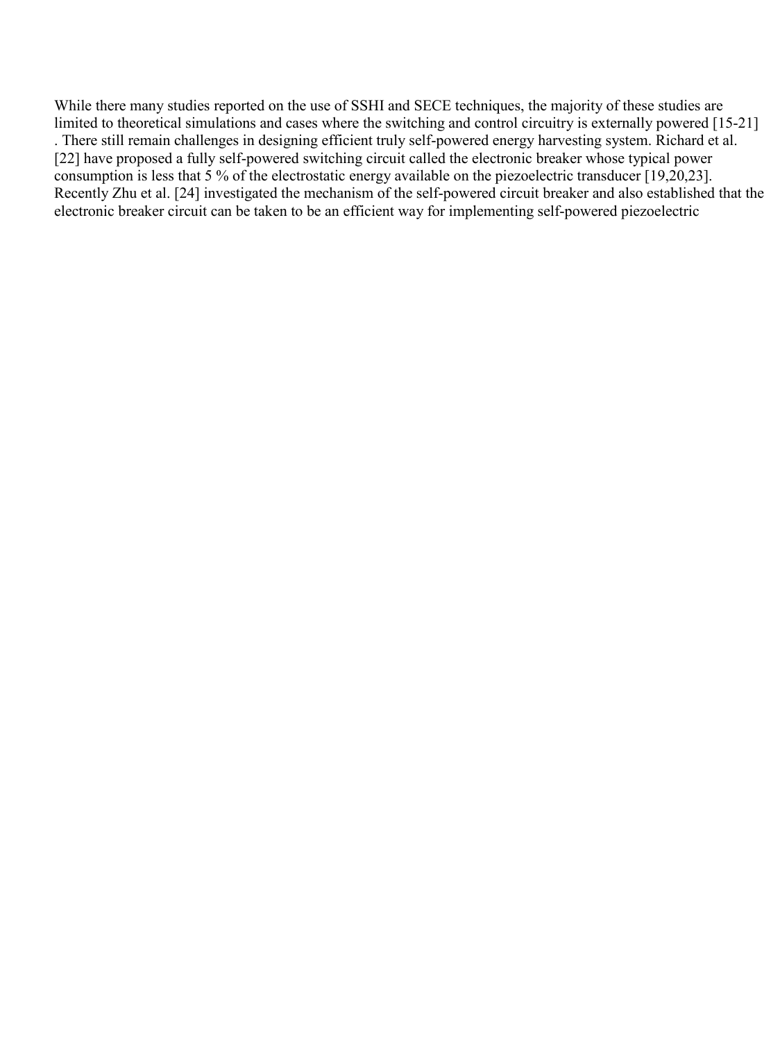While there many studies reported on the use of SSHI and SECE techniques, the majority of these studies are limited to theoretical simulations and cases where the switching and control circuitry is externally powered [15-21] . There still remain challenges in designing efficient truly self-powered energy harvesting system. Richard et al. [22] have proposed a fully self-powered switching circuit called the electronic breaker whose typical power consumption is less that 5 % of the electrostatic energy available on the piezoelectric transducer [19,20,23]. Recently Zhu et al. [24] investigated the mechanism of the self-powered circuit breaker and also established that the electronic breaker circuit can be taken to be an efficient way for implementing self-powered piezoelectric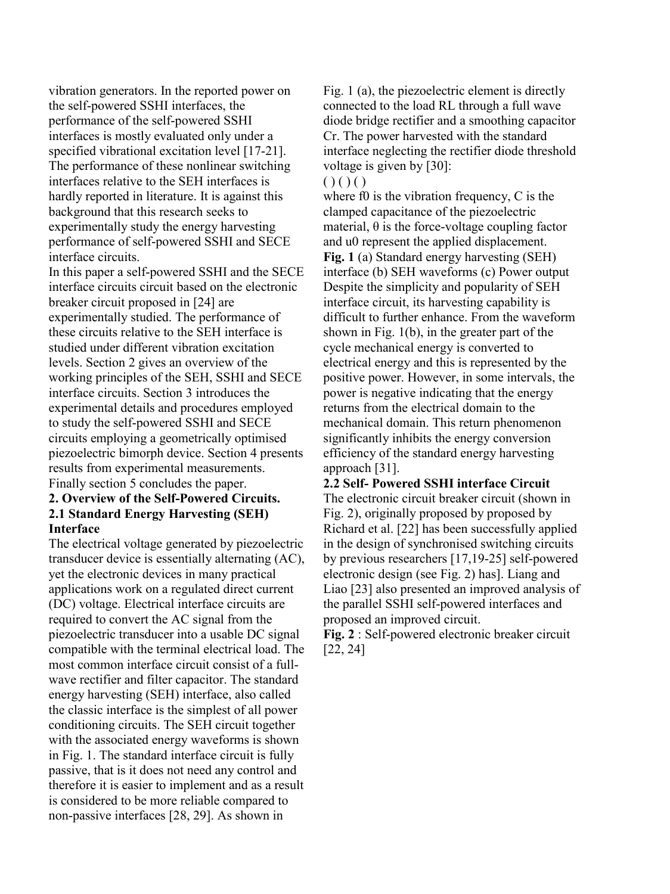vibration generators. In the reported power on the self-powered SSHI interfaces, the performance of the self-powered SSHI interfaces is mostly evaluated only under a specified vibrational excitation level [17-21]. The performance of these nonlinear switching interfaces relative to the SEH interfaces is hardly reported in literature. It is against this background that this research seeks to experimentally study the energy harvesting performance of self-powered SSHI and SECE interface circuits.

In this paper a self-powered SSHI and the SECE interface circuits circuit based on the electronic breaker circuit proposed in [24] are experimentally studied. The performance of these circuits relative to the SEH interface is studied under different vibration excitation levels. Section 2 gives an overview of the working principles of the SEH, SSHI and SECE interface circuits. Section 3 introduces the experimental details and procedures employed to study the self-powered SSHI and SECE circuits employing a geometrically optimised piezoelectric bimorph device. Section 4 presents results from experimental measurements. Finally section 5 concludes the paper.

## 2. Overview of the Self-Powered Circuits.

### 2.1 Standard Energy Harvesting (SEH) Interface

The electrical voltage generated by piezoelectric transducer device is essentially alternating (AC), yet the electronic devices in many practical applications work on a regulated direct current (DC) voltage. Electrical interface circuits are required to convert the AC signal from the piezoelectric transducer into a usable DC signal compatible with the terminal electrical load. The most common interface circuit consist of a full-wave rectifier and filter capacitor. The standard energy harvesting (SEH) interface, also called the classic interface is the simplest of all power conditioning circuits. The SEH circuit together with the associated energy waveforms is shown in Fig. 1. The standard interface circuit is fully passive, that is it does not need any control and therefore it is easier to implement and as a result is considered to be more reliable compared to non-passive interfaces [28, 29]. As shown in Fig. 1 (a), the piezoelectric element is directly connected to the load RL through a full wave diode bridge rectifier and a smoothing capacitor Cr. The power harvested with the standard interface neglecting the rectifier diode threshold voltage is given by [30]:

( ) ( ) ( )

where f0 is the vibration frequency, C is the clamped capacitance of the piezoelectric material, θ is the force-voltage coupling factor and u0 represent the applied displacement.

**Fig. 1** (a) Standard energy harvesting (SEH) interface (b) SEH waveforms (c) Power output

Despite the simplicity and popularity of SEH interface circuit, its harvesting capability is difficult to further enhance. From the waveform shown in Fig. 1(b), in the greater part of the cycle mechanical energy is converted to electrical energy and this is represented by the positive power. However, in some intervals, the power is negative indicating that the energy returns from the electrical domain to the mechanical domain. This return phenomenon significantly inhibits the energy conversion efficiency of the standard energy harvesting approach [31].

### 2.2 Self- Powered SSHI interface Circuit

The electronic circuit breaker circuit (shown in Fig. 2), originally proposed by proposed by Richard et al. [22] has been successfully applied in the design of synchronised switching circuits by previous researchers [17,19-25] self-powered electronic design (see Fig. 2) has]. Liang and Liao [23] also presented an improved analysis of the parallel SSHI self-powered interfaces and proposed an improved circuit.

**Fig. 2** : Self-powered electronic breaker circuit [22, 24]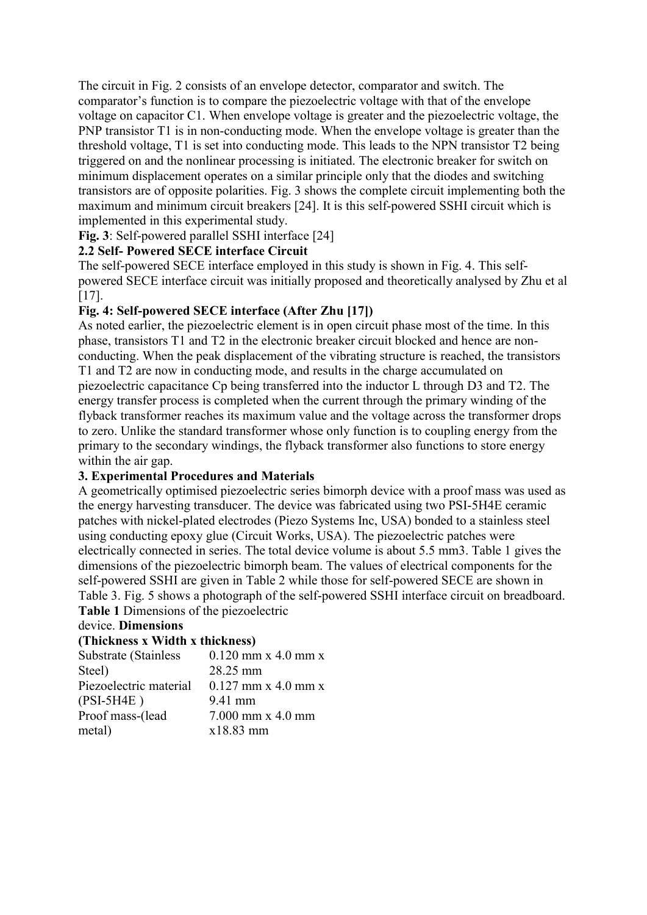The circuit in Fig. 2 consists of an envelope detector, comparator and switch. The comparator's function is to compare the piezoelectric voltage with that of the envelope voltage on capacitor C1. When envelope voltage is greater and the piezoelectric voltage, the PNP transistor T1 is in non-conducting mode. When the envelope voltage is greater than the threshold voltage, T1 is set into conducting mode. This leads to the NPN transistor T2 being triggered on and the nonlinear processing is initiated. The electronic breaker for switch on minimum displacement operates on a similar principle only that the diodes and switching transistors are of opposite polarities. Fig. 3 shows the complete circuit implementing both the maximum and minimum circuit breakers [24]. It is this self-powered SSHI circuit which is implemented in this experimental study.

**Fig. 3**: Self-powered parallel SSHI interface [24]

## 2.2 Self- Powered SECE interface Circuit

The self-powered SECE interface employed in this study is shown in Fig. 4. This self-powered SECE interface circuit was initially proposed and theoretically analysed by Zhu et al [17].

**Fig. 4: Self-powered SECE interface (After Zhu [17])**

As noted earlier, the piezoelectric element is in open circuit phase most of the time. In this phase, transistors T1 and T2 in the electronic breaker circuit blocked and hence are non-conducting. When the peak displacement of the vibrating structure is reached, the transistors T1 and T2 are now in conducting mode, and results in the charge accumulated on piezoelectric capacitance Cp being transferred into the inductor L through D3 and T2. The energy transfer process is completed when the current through the primary winding of the flyback transformer reaches its maximum value and the voltage across the transformer drops to zero. Unlike the standard transformer whose only function is to coupling energy from the primary to the secondary windings, the flyback transformer also functions to store energy within the air gap.

## 3. Experimental Procedures and Materials

A geometrically optimised piezoelectric series bimorph device with a proof mass was used as the energy harvesting transducer. The device was fabricated using two PSI-5H4E ceramic patches with nickel-plated electrodes (Piezo Systems Inc, USA) bonded to a stainless steel using conducting epoxy glue (Circuit Works, USA). The piezoelectric patches were electrically connected in series. The total device volume is about 5.5 mm3. Table 1 gives the dimensions of the piezoelectric bimorph beam. The values of electrical components for the self-powered SSHI are given in Table 2 while those for self-powered SECE are shown in Table 3. Fig. 5 shows a photograph of the self-powered SSHI interface circuit on breadboard.

**Table 1** Dimensions of the piezoelectric device.

| | **Dimensions (Thickness x Width x thickness)** |
|---|---|
| Substrate (Stainless Steel) | 0.120 mm x 4.0 mm x 28.25 mm |
| Piezoelectric material (PSI-5H4E ) | 0.127 mm x 4.0 mm x 9.41 mm |
| Proof mass-(lead metal) | 7.000 mm x 4.0 mm x18.83 mm |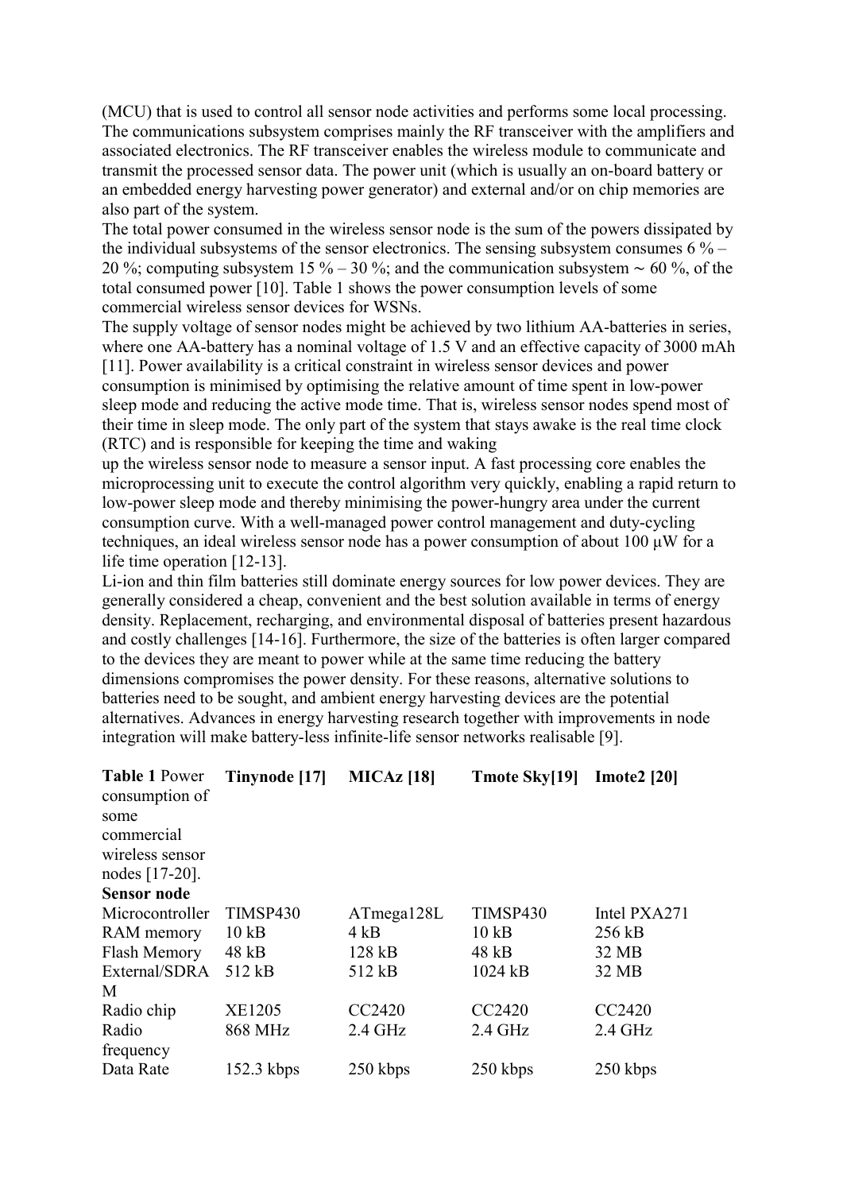(MCU) that is used to control all sensor node activities and performs some local processing. The communications subsystem comprises mainly the RF transceiver with the amplifiers and associated electronics. The RF transceiver enables the wireless module to communicate and transmit the processed sensor data. The power unit (which is usually an on-board battery or an embedded energy harvesting power generator) and external and/or on chip memories are also part of the system.

The total power consumed in the wireless sensor node is the sum of the powers dissipated by the individual subsystems of the sensor electronics. The sensing subsystem consumes 6 % – 20 %; computing subsystem 15 % – 30 %; and the communication subsystem ∼ 60 %, of the total consumed power [10]. Table 1 shows the power consumption levels of some commercial wireless sensor devices for WSNs.

The supply voltage of sensor nodes might be achieved by two lithium AA-batteries in series, where one AA-battery has a nominal voltage of 1.5 V and an effective capacity of 3000 mAh [11]. Power availability is a critical constraint in wireless sensor devices and power consumption is minimised by optimising the relative amount of time spent in low-power sleep mode and reducing the active mode time. That is, wireless sensor nodes spend most of their time in sleep mode. The only part of the system that stays awake is the real time clock (RTC) and is responsible for keeping the time and waking up the wireless sensor node to measure a sensor input. A fast processing core enables the microprocessing unit to execute the control algorithm very quickly, enabling a rapid return to low-power sleep mode and thereby minimising the power-hungry area under the current consumption curve. With a well-managed power control management and duty-cycling techniques, an ideal wireless sensor node has a power consumption of about 100 µW for a life time operation [12-13].

Li-ion and thin film batteries still dominate energy sources for low power devices. They are generally considered a cheap, convenient and the best solution available in terms of energy density. Replacement, recharging, and environmental disposal of batteries present hazardous and costly challenges [14-16]. Furthermore, the size of the batteries is often larger compared to the devices they are meant to power while at the same time reducing the battery dimensions compromises the power density. For these reasons, alternative solutions to batteries need to be sought, and ambient energy harvesting devices are the potential alternatives. Advances in energy harvesting research together with improvements in node integration will make battery-less infinite-life sensor networks realisable [9].

| **Table 1** Power consumption of some commercial wireless sensor nodes [17-20]. | **Tinynode [17]** | **MICAz [18]** | **Tmote Sky[19]** | **Imote2 [20]** |
|---|---|---|---|---|
| **Sensor node** | | | | |
| Microcontroller | TIMSP430 | ATmega128L | TIMSP430 | Intel PXA271 |
| RAM memory | 10 kB | 4 kB | 10 kB | 256 kB |
| Flash Memory | 48 kB | 128 kB | 48 kB | 32 MB |
| External/SDRAM | 512 kB | 512 kB | 1024 kB | 32 MB |
| Radio chip | XE1205 | CC2420 | CC2420 | CC2420 |
| Radio frequency | 868 MHz | 2.4 GHz | 2.4 GHz | 2.4 GHz |
| Data Rate | 152.3 kbps | 250 kbps | 250 kbps | 250 kbps |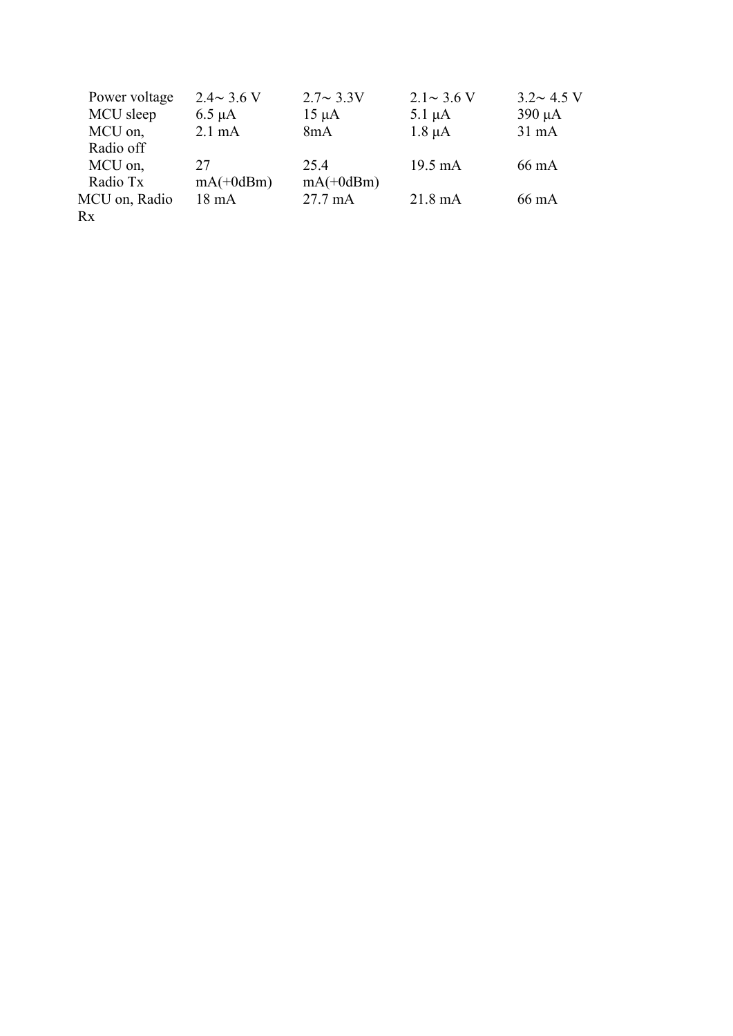| | | | | |
|---|---|---|---|---|
| Power voltage | 2.4~ 3.6 V | 2.7~ 3.3V | 2.1~ 3.6 V | 3.2~ 4.5 V |
| MCU sleep | 6.5 µA | 15 µA | 5.1 µA | 390 µA |
| MCU on, Radio off | 2.1 mA | 8mA | 1.8 µA | 31 mA |
| MCU on, Radio Tx | 27 mA(+0dBm) | 25.4 mA(+0dBm) | 19.5 mA | 66 mA |
| MCU on, Radio Rx | 18 mA | 27.7 mA | 21.8 mA | 66 mA |